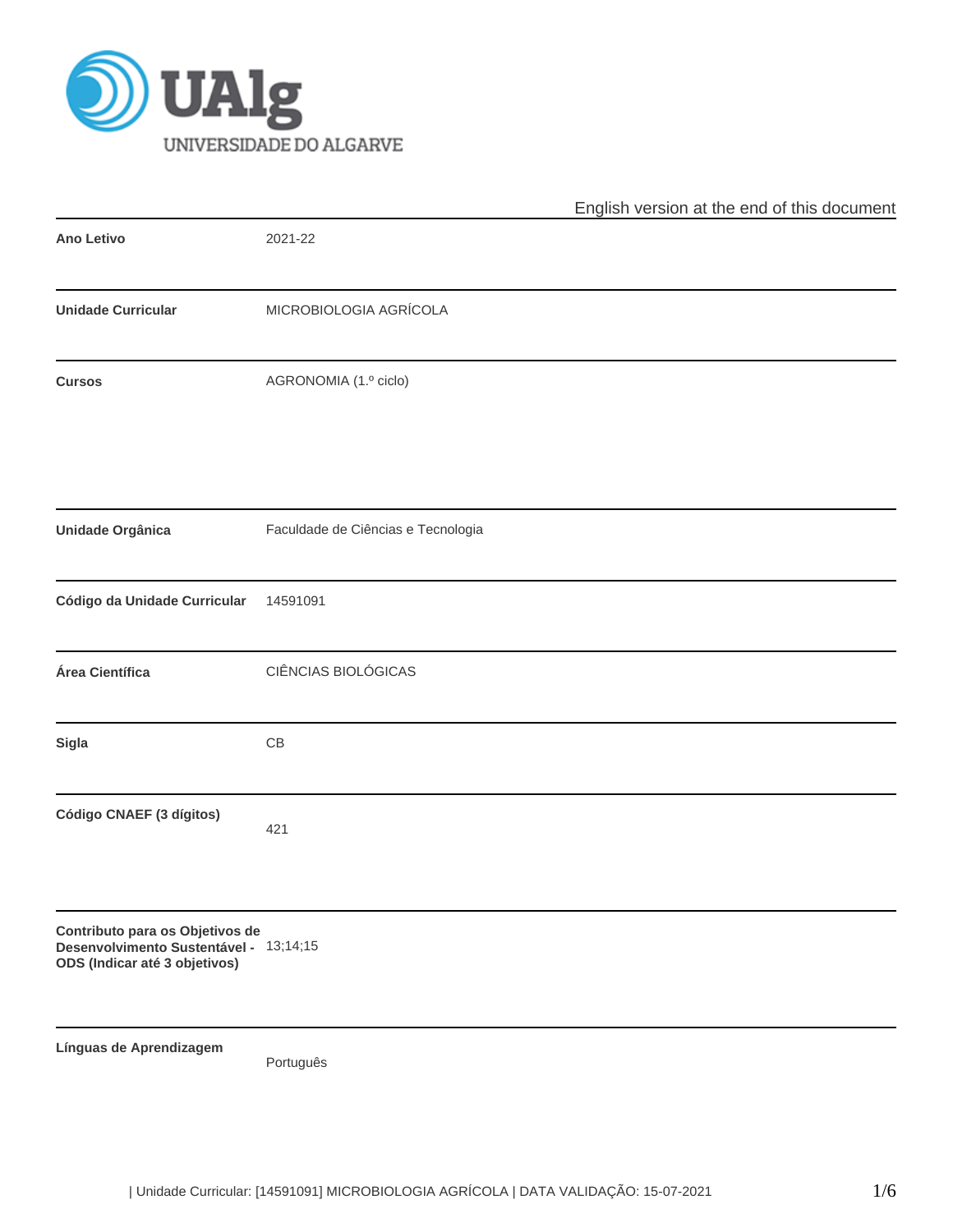English version at the end of this document

| | |
|---|---|
| **Ano Letivo** | 2021-22 |
| **Unidade Curricular** | MICROBIOLOGIA AGRÍCOLA |
| **Cursos** | AGRONOMIA (1.º ciclo) |
| **Unidade Orgânica** | Faculdade de Ciências e Tecnologia |
| **Código da Unidade Curricular** | 14591091 |
| **Área Científica** | CIÊNCIAS BIOLÓGICAS |
| **Sigla** | CB |
| **Código CNAEF (3 dígitos)** | 421 |
| **Contributo para os Objetivos de Desenvolvimento Sustentável - ODS (Indicar até 3 objetivos)** | 13;14;15 |
| **Línguas de Aprendizagem** | Português |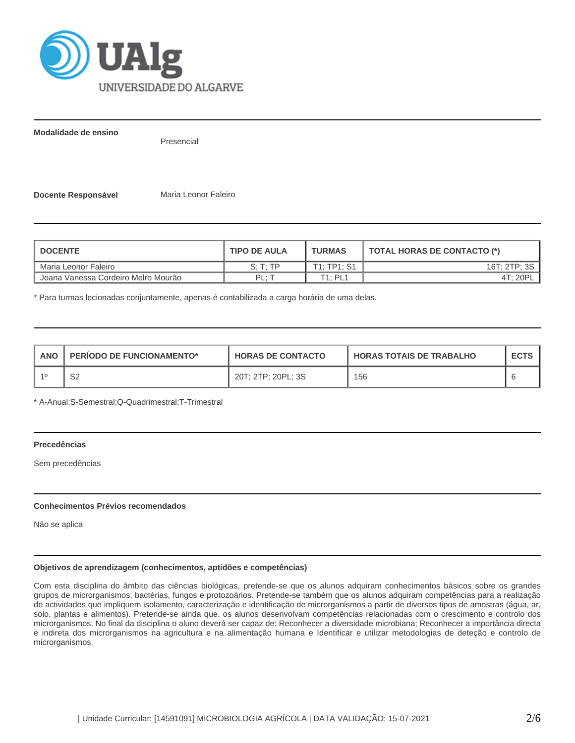**Modalidade de ensino**

Presencial

**Docente Responsável** Maria Leonor Faleiro

| DOCENTE | TIPO DE AULA | TURMAS | TOTAL HORAS DE CONTACTO (*) |
|---|---|---|---|
| Maria Leonor Faleiro | S; T; TP | T1; TP1; S1 | 16T; 2TP; 3S |
| Joana Vanessa Cordeiro Melro Mourão | PL; T | T1; PL1 | 4T; 20PL |

* Para turmas lecionadas conjuntamente, apenas é contabilizada a carga horária de uma delas.

| ANO | PERÍODO DE FUNCIONAMENTO* | HORAS DE CONTACTO | HORAS TOTAIS DE TRABALHO | ECTS |
|---|---|---|---|---|
| 1º | S2 | 20T; 2TP; 20PL; 3S | 156 | 6 |

* A-Anual;S-Semestral;Q-Quadrimestral;T-Trimestral

**Precedências**

Sem precedências

**Conhecimentos Prévios recomendados**

Não se aplica

**Objetivos de aprendizagem (conhecimentos, aptidões e competências)**

Com esta disciplina do âmbito das ciências biológicas, pretende-se que os alunos adquiram conhecimentos básicos sobre os grandes grupos de microrganismos; bactérias, fungos e protozoários. Pretende-se também que os alunos adquiram competências para a realização de actividades que impliquem isolamento, caracterização e identificação de microrganismos a partir de diversos tipos de amostras (água, ar, solo, plantas e alimentos). Pretende-se ainda que, os alunos desenvolvam competências relacionadas com o crescimento e controlo dos microrganismos. No final da disciplina o aluno deverá ser capaz de: Reconhecer a diversidade microbiana; Reconhecer a importância directa e indireta dos microrganismos na agricultura e na alimentação humana e Identificar e utilizar metodologias de deteção e controlo de microrganismos.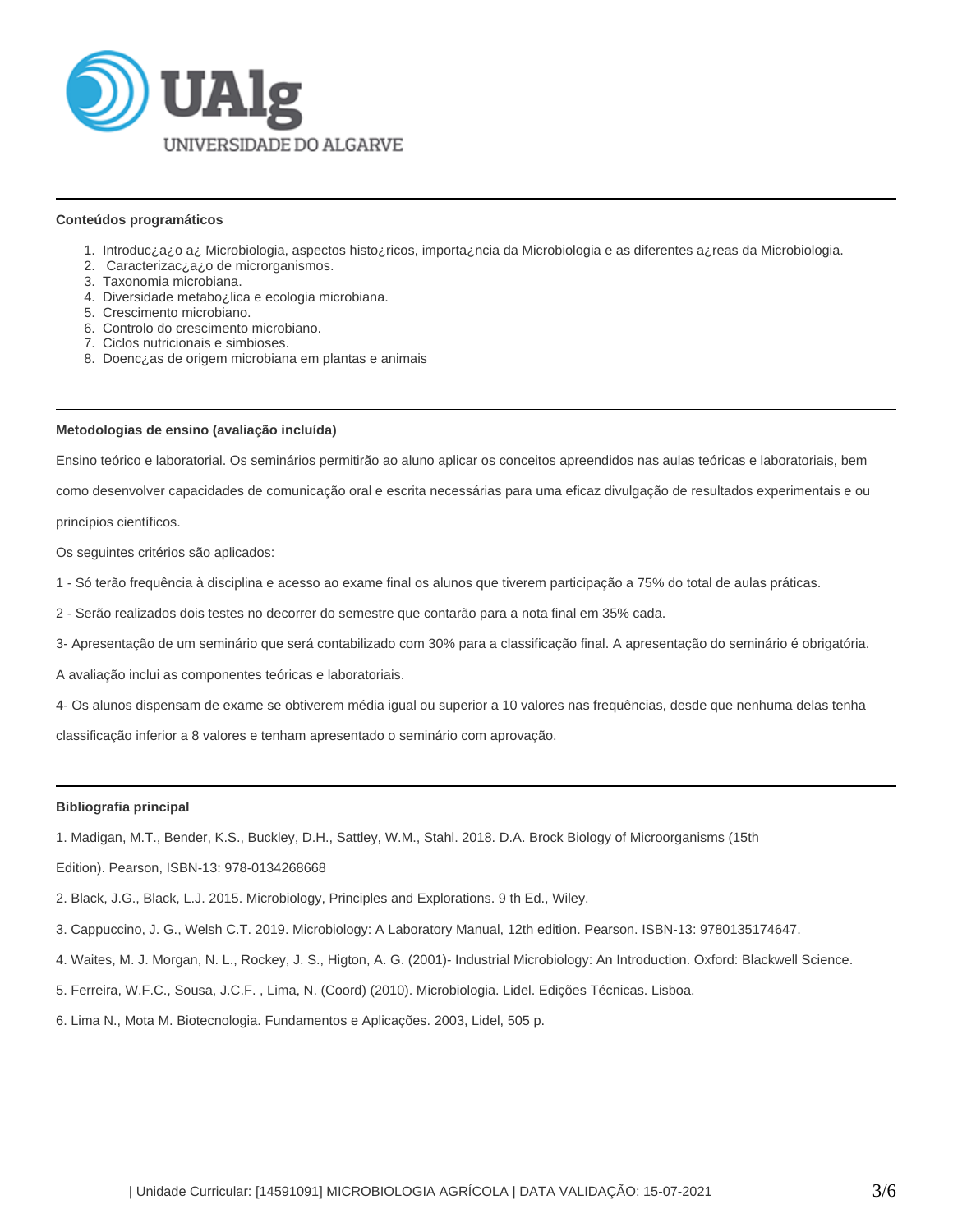### Conteúdos programáticos

1. Introduc¿a¿o a¿ Microbiologia, aspectos histo¿ricos, importa¿ncia da Microbiologia e as diferentes a¿reas da Microbiologia.
2. Caracterizac¿a¿o de microrganismos.
3. Taxonomia microbiana.
4. Diversidade metabo¿lica e ecologia microbiana.
5. Crescimento microbiano.
6. Controlo do crescimento microbiano.
7. Ciclos nutricionais e simbioses.
8. Doenc¿as de origem microbiana em plantas e animais

### Metodologias de ensino (avaliação incluída)

Ensino teórico e laboratorial. Os seminários permitirão ao aluno aplicar os conceitos apreendidos nas aulas teóricas e laboratoriais, bem como desenvolver capacidades de comunicação oral e escrita necessárias para uma eficaz divulgação de resultados experimentais e ou princípios científicos.

Os seguintes critérios são aplicados:

1 - Só terão frequência à disciplina e acesso ao exame final os alunos que tiverem participação a 75% do total de aulas práticas.

2 - Serão realizados dois testes no decorrer do semestre que contarão para a nota final em 35% cada.

3- Apresentação de um seminário que será contabilizado com 30% para a classificação final. A apresentação do seminário é obrigatória.

A avaliação inclui as componentes teóricas e laboratoriais.

4- Os alunos dispensam de exame se obtiverem média igual ou superior a 10 valores nas frequências, desde que nenhuma delas tenha classificação inferior a 8 valores e tenham apresentado o seminário com aprovação.

### Bibliografia principal

1. Madigan, M.T., Bender, K.S., Buckley, D.H., Sattley, W.M., Stahl. 2018. D.A. Brock Biology of Microorganisms (15th Edition). Pearson, ISBN-13: 978-0134268668

2. Black, J.G., Black, L.J. 2015. Microbiology, Principles and Explorations. 9 th Ed., Wiley.

3. Cappuccino, J. G., Welsh C.T. 2019. Microbiology: A Laboratory Manual, 12th edition. Pearson. ISBN-13: 9780135174647.

4. Waites, M. J. Morgan, N. L., Rockey, J. S., Higton, A. G. (2001)- Industrial Microbiology: An Introduction. Oxford: Blackwell Science.

5. Ferreira, W.F.C., Sousa, J.C.F. , Lima, N. (Coord) (2010). Microbiologia. Lidel. Edições Técnicas. Lisboa.

6. Lima N., Mota M. Biotecnologia. Fundamentos e Aplicações. 2003, Lidel, 505 p.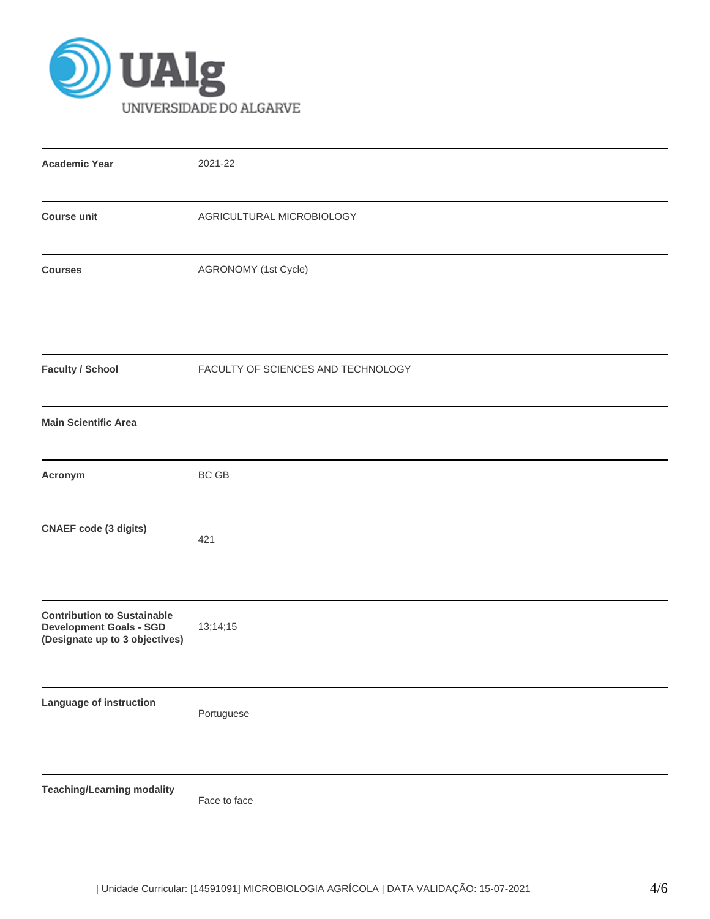| | |
|---|---|
| **Academic Year** | 2021-22 |
| **Course unit** | AGRICULTURAL MICROBIOLOGY |
| **Courses** | AGRONOMY (1st Cycle) |
| **Faculty / School** | FACULTY OF SCIENCES AND TECHNOLOGY |
| **Main Scientific Area** | |
| **Acronym** | BC GB |
| **CNAEF code (3 digits)** | 421 |
| **Contribution to Sustainable Development Goals - SGD (Designate up to 3 objectives)** | 13;14;15 |
| **Language of instruction** | Portuguese |
| **Teaching/Learning modality** | Face to face |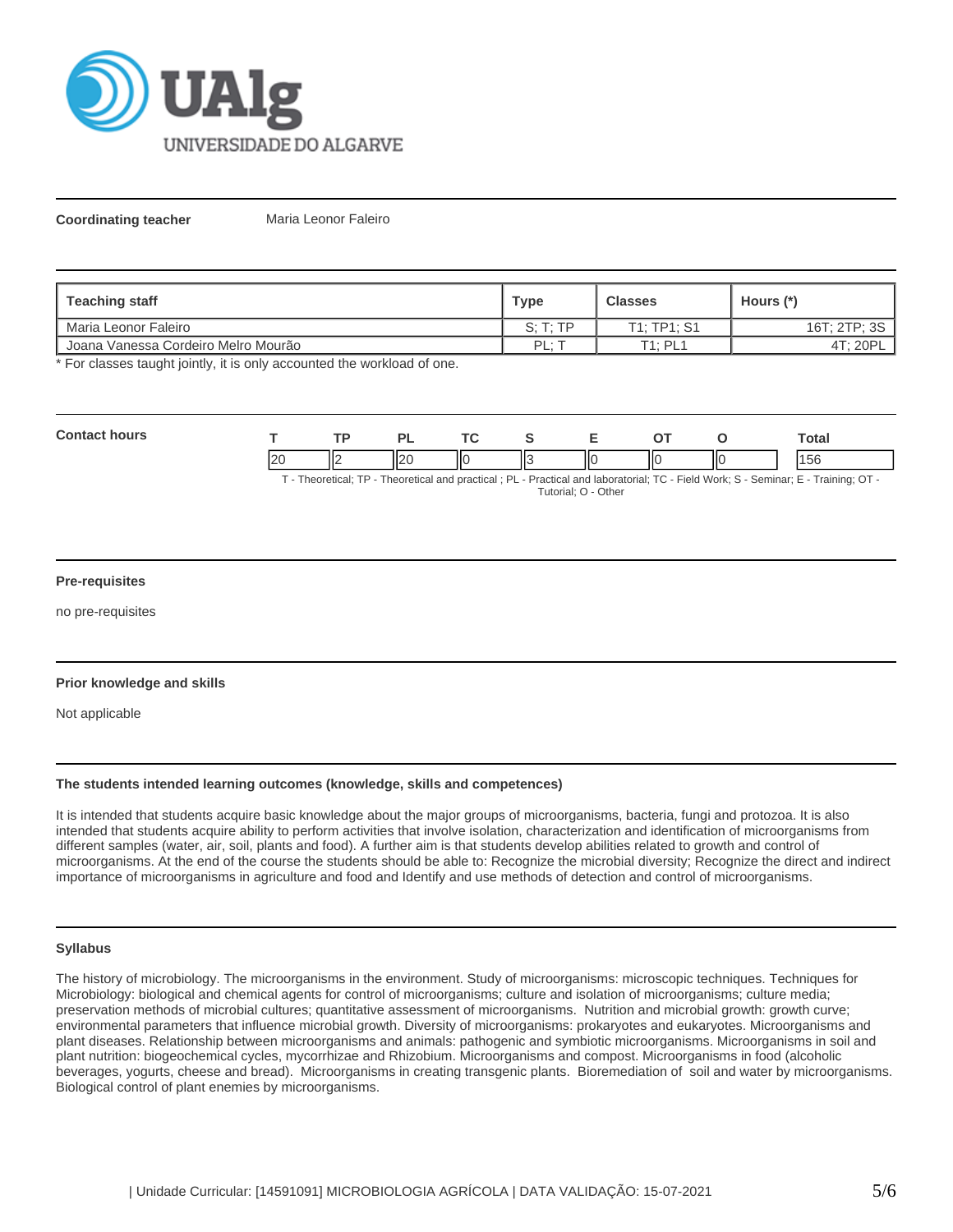**Coordinating teacher** Maria Leonor Faleiro

| Teaching staff | Type | Classes | Hours (*) |
|---|---|---|---|
| Maria Leonor Faleiro | S; T; TP | T1; TP1; S1 | 16T; 2TP; 3S |
| Joana Vanessa Cordeiro Melro Mourão | PL; T | T1; PL1 | 4T; 20PL |

* For classes taught jointly, it is only accounted the workload of one.

**Contact hours**

| T | TP | PL | TC | S | E | OT | O | Total |
|---|---|---|---|---|---|---|---|---|
| 20 | 2 | 20 | 0 | 3 | 0 | 0 | 0 | 156 |

T - Theoretical; TP - Theoretical and practical ; PL - Practical and laboratorial; TC - Field Work; S - Seminar; E - Training; OT - Tutorial; O - Other

### Pre-requisites

no pre-requisites

### Prior knowledge and skills

Not applicable

### The students intended learning outcomes (knowledge, skills and competences)

It is intended that students acquire basic knowledge about the major groups of microorganisms, bacteria, fungi and protozoa. It is also intended that students acquire ability to perform activities that involve isolation, characterization and identification of microorganisms from different samples (water, air, soil, plants and food). A further aim is that students develop abilities related to growth and control of microorganisms. At the end of the course the students should be able to: Recognize the microbial diversity; Recognize the direct and indirect importance of microorganisms in agriculture and food and Identify and use methods of detection and control of microorganisms.

### Syllabus

The history of microbiology. The microorganisms in the environment. Study of microorganisms: microscopic techniques. Techniques for Microbiology: biological and chemical agents for control of microorganisms; culture and isolation of microorganisms; culture media; preservation methods of microbial cultures; quantitative assessment of microorganisms. Nutrition and microbial growth: growth curve; environmental parameters that influence microbial growth. Diversity of microorganisms: prokaryotes and eukaryotes. Microorganisms and plant diseases. Relationship between microorganisms and animals: pathogenic and symbiotic microorganisms. Microorganisms in soil and plant nutrition: biogeochemical cycles, mycorrhizae and Rhizobium. Microorganisms and compost. Microorganisms in food (alcoholic beverages, yogurts, cheese and bread). Microorganisms in creating transgenic plants. Bioremediation of soil and water by microorganisms. Biological control of plant enemies by microorganisms.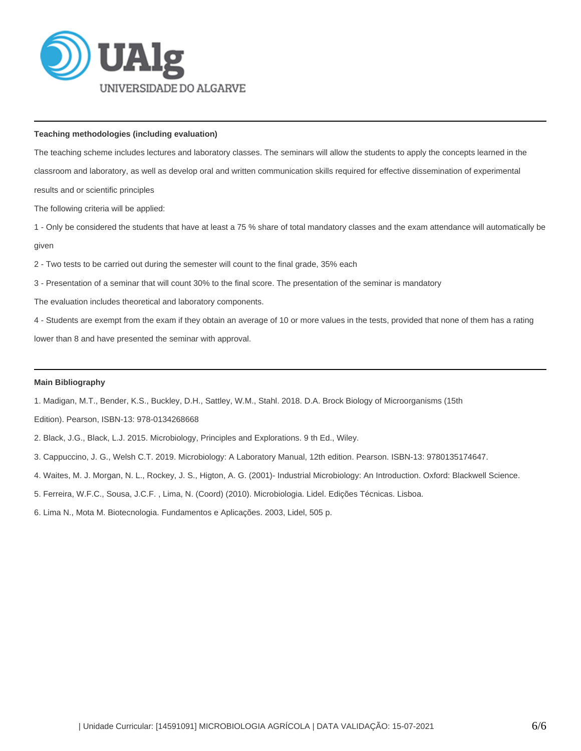## Teaching methodologies (including evaluation)

The teaching scheme includes lectures and laboratory classes. The seminars will allow the students to apply the concepts learned in the classroom and laboratory, as well as develop oral and written communication skills required for effective dissemination of experimental results and or scientific principles

The following criteria will be applied:

1 - Only be considered the students that have at least a 75 % share of total mandatory classes and the exam attendance will automatically be given

2 - Two tests to be carried out during the semester will count to the final grade, 35% each

3 - Presentation of a seminar that will count 30% to the final score. The presentation of the seminar is mandatory

The evaluation includes theoretical and laboratory components.

4 - Students are exempt from the exam if they obtain an average of 10 or more values in the tests, provided that none of them has a rating lower than 8 and have presented the seminar with approval.

## Main Bibliography

1. Madigan, M.T., Bender, K.S., Buckley, D.H., Sattley, W.M., Stahl. 2018. D.A. Brock Biology of Microorganisms (15th Edition). Pearson, ISBN-13: 978-0134268668
2. Black, J.G., Black, L.J. 2015. Microbiology, Principles and Explorations. 9 th Ed., Wiley.
3. Cappuccino, J. G., Welsh C.T. 2019. Microbiology: A Laboratory Manual, 12th edition. Pearson. ISBN-13: 9780135174647.
4. Waites, M. J. Morgan, N. L., Rockey, J. S., Higton, A. G. (2001)- Industrial Microbiology: An Introduction. Oxford: Blackwell Science.
5. Ferreira, W.F.C., Sousa, J.C.F. , Lima, N. (Coord) (2010). Microbiologia. Lidel. Edições Técnicas. Lisboa.
6. Lima N., Mota M. Biotecnologia. Fundamentos e Aplicações. 2003, Lidel, 505 p.